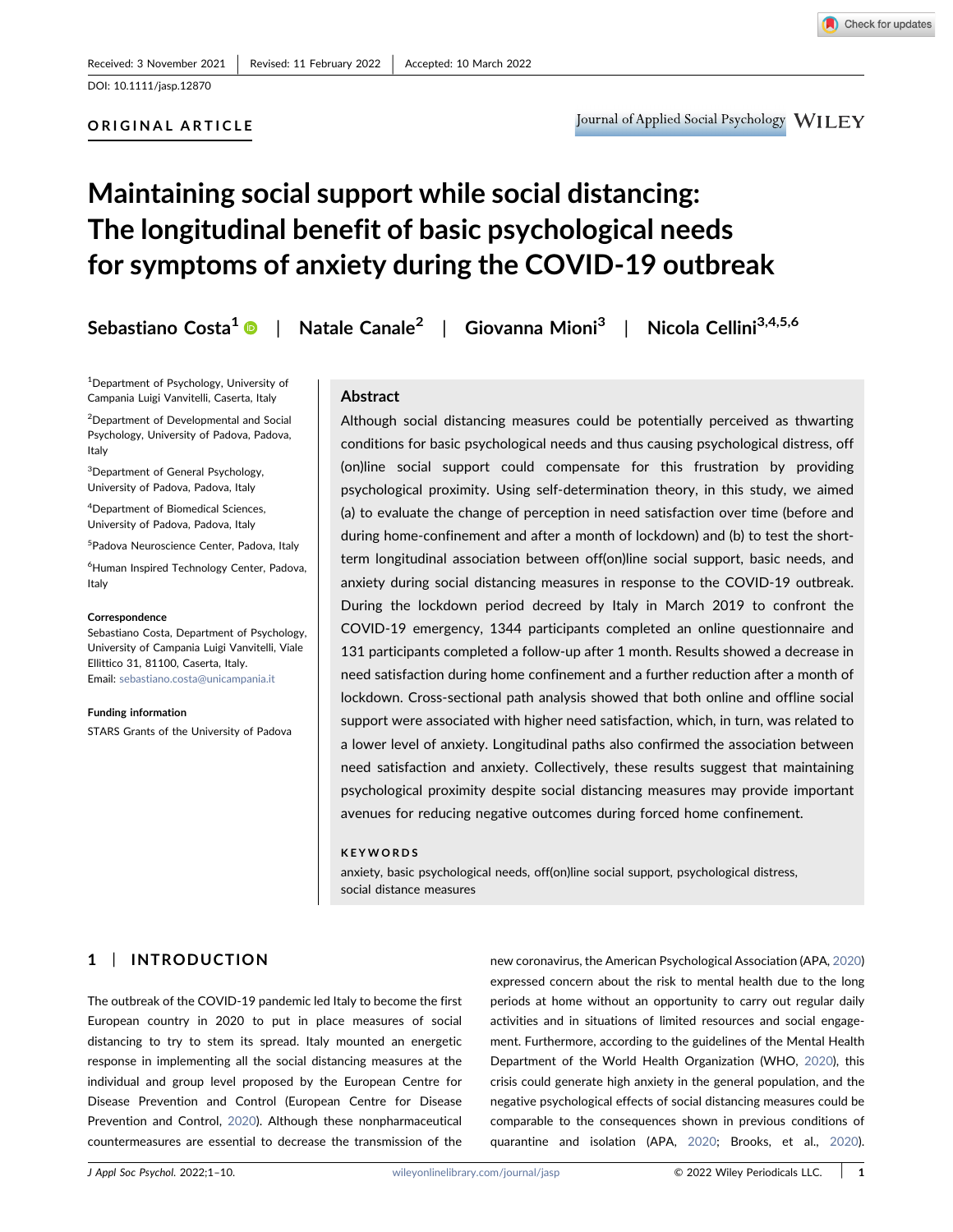Received: 3 November 2021 | Revised: 11 February 2022 | Accepted: 10 March 2022

DOI: 10.1111/jasp.12870

**ORIGINAL ARTICLE**

# Maintaining social support while social distancing: The longitudinal benefit of basic psychological needs for symptoms of anxiety during the COVID-19 outbreak

**Sebastiano Costa**[1] | **Natale Canale**[2] | **Giovanna Mioni**[3] | **Nicola Cellini**[3,4,5,6]

[1]Department of Psychology, University of Campania Luigi Vanvitelli, Caserta, Italy

[2]Department of Developmental and Social Psychology, University of Padova, Padova, Italy

[3]Department of General Psychology, University of Padova, Padova, Italy

[4]Department of Biomedical Sciences, University of Padova, Padova, Italy

[5]Padova Neuroscience Center, Padova, Italy

[6]Human Inspired Technology Center, Padova, Italy

**Correspondence**
Sebastiano Costa, Department of Psychology, University of Campania Luigi Vanvitelli, Viale Ellittico 31, 81100, Caserta, Italy.
Email: sebastiano.costa@unicampania.it

**Funding information**
STARS Grants of the University of Padova

## Abstract

Although social distancing measures could be potentially perceived as thwarting conditions for basic psychological needs and thus causing psychological distress, off(on)line social support could compensate for this frustration by providing psychological proximity. Using self-determination theory, in this study, we aimed (a) to evaluate the change of perception in need satisfaction over time (before and during home-confinement and after a month of lockdown) and (b) to test the short-term longitudinal association between off(on)line social support, basic needs, and anxiety during social distancing measures in response to the COVID-19 outbreak. During the lockdown period decreed by Italy in March 2019 to confront the COVID-19 emergency, 1344 participants completed an online questionnaire and 131 participants completed a follow-up after 1 month. Results showed a decrease in need satisfaction during home confinement and a further reduction after a month of lockdown. Cross-sectional path analysis showed that both online and offline social support were associated with higher need satisfaction, which, in turn, was related to a lower level of anxiety. Longitudinal paths also confirmed the association between need satisfaction and anxiety. Collectively, these results suggest that maintaining psychological proximity despite social distancing measures may provide important avenues for reducing negative outcomes during forced home confinement.

**KEYWORDS**

anxiety, basic psychological needs, off(on)line social support, psychological distress, social distance measures

## 1 | INTRODUCTION

The outbreak of the COVID-19 pandemic led Italy to become the first European country in 2020 to put in place measures of social distancing to try to stem its spread. Italy mounted an energetic response in implementing all the social distancing measures at the individual and group level proposed by the European Centre for Disease Prevention and Control (European Centre for Disease Prevention and Control, 2020). Although these nonpharmaceutical countermeasures are essential to decrease the transmission of the new coronavirus, the American Psychological Association (APA, 2020) expressed concern about the risk to mental health due to the long periods at home without an opportunity to carry out regular daily activities and in situations of limited resources and social engagement. Furthermore, according to the guidelines of the Mental Health Department of the World Health Organization (WHO, 2020), this crisis could generate high anxiety in the general population, and the negative psychological effects of social distancing measures could be comparable to the consequences shown in previous conditions of quarantine and isolation (APA, 2020; Brooks, et al., 2020).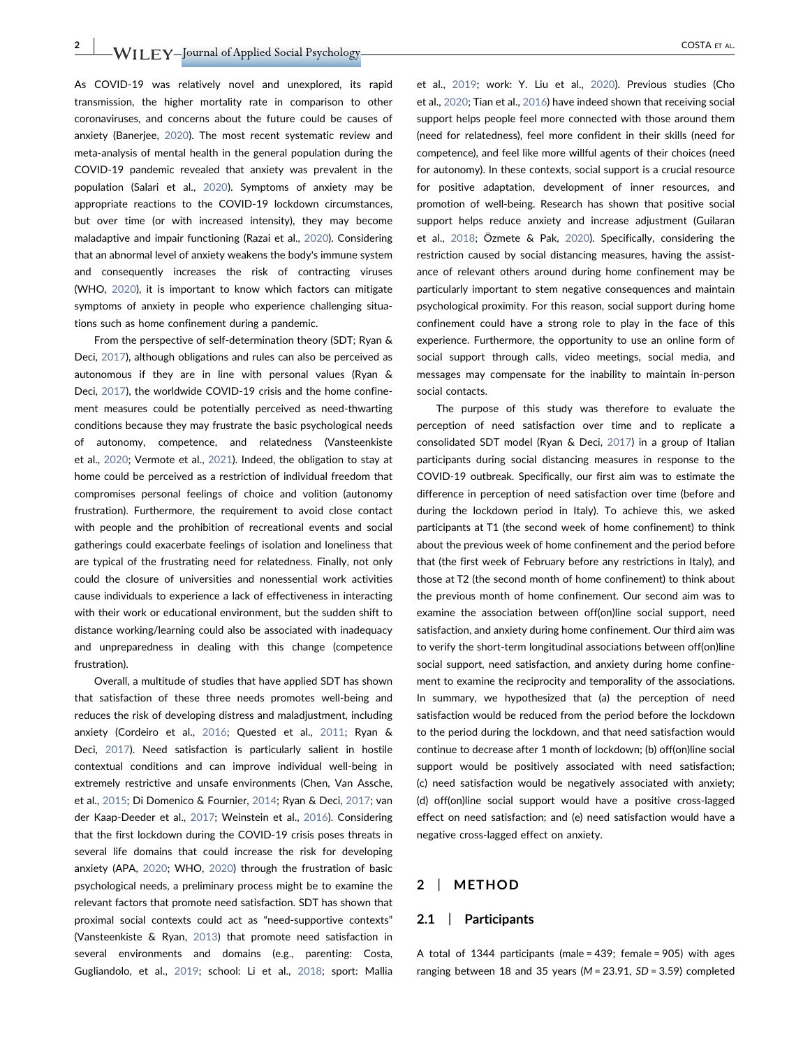As COVID-19 was relatively novel and unexplored, its rapid transmission, the higher mortality rate in comparison to other coronaviruses, and concerns about the future could be causes of anxiety (Banerjee, 2020). The most recent systematic review and meta-analysis of mental health in the general population during the COVID-19 pandemic revealed that anxiety was prevalent in the population (Salari et al., 2020). Symptoms of anxiety may be appropriate reactions to the COVID-19 lockdown circumstances, but over time (or with increased intensity), they may become maladaptive and impair functioning (Razai et al., 2020). Considering that an abnormal level of anxiety weakens the body's immune system and consequently increases the risk of contracting viruses (WHO, 2020), it is important to know which factors can mitigate symptoms of anxiety in people who experience challenging situations such as home confinement during a pandemic.

From the perspective of self-determination theory (SDT; Ryan & Deci, 2017), although obligations and rules can also be perceived as autonomous if they are in line with personal values (Ryan & Deci, 2017), the worldwide COVID-19 crisis and the home confinement measures could be potentially perceived as need-thwarting conditions because they may frustrate the basic psychological needs of autonomy, competence, and relatedness (Vansteenkiste et al., 2020; Vermote et al., 2021). Indeed, the obligation to stay at home could be perceived as a restriction of individual freedom that compromises personal feelings of choice and volition (autonomy frustration). Furthermore, the requirement to avoid close contact with people and the prohibition of recreational events and social gatherings could exacerbate feelings of isolation and loneliness that are typical of the frustrating need for relatedness. Finally, not only could the closure of universities and nonessential work activities cause individuals to experience a lack of effectiveness in interacting with their work or educational environment, but the sudden shift to distance working/learning could also be associated with inadequacy and unpreparedness in dealing with this change (competence frustration).

Overall, a multitude of studies that have applied SDT has shown that satisfaction of these three needs promotes well-being and reduces the risk of developing distress and maladjustment, including anxiety (Cordeiro et al., 2016; Quested et al., 2011; Ryan & Deci, 2017). Need satisfaction is particularly salient in hostile contextual conditions and can improve individual well-being in extremely restrictive and unsafe environments (Chen, Van Assche, et al., 2015; Di Domenico & Fournier, 2014; Ryan & Deci, 2017; van der Kaap-Deeder et al., 2017; Weinstein et al., 2016). Considering that the first lockdown during the COVID-19 crisis poses threats in several life domains that could increase the risk for developing anxiety (APA, 2020; WHO, 2020) through the frustration of basic psychological needs, a preliminary process might be to examine the relevant factors that promote need satisfaction. SDT has shown that proximal social contexts could act as "need-supportive contexts" (Vansteenkiste & Ryan, 2013) that promote need satisfaction in several environments and domains (e.g., parenting: Costa, Gugliandolo, et al., 2019; school: Li et al., 2018; sport: Mallia et al., 2019; work: Y. Liu et al., 2020). Previous studies (Cho et al., 2020; Tian et al., 2016) have indeed shown that receiving social support helps people feel more connected with those around them (need for relatedness), feel more confident in their skills (need for competence), and feel like more willful agents of their choices (need for autonomy). In these contexts, social support is a crucial resource for positive adaptation, development of inner resources, and promotion of well-being. Research has shown that positive social support helps reduce anxiety and increase adjustment (Guilaran et al., 2018; Özmete & Pak, 2020). Specifically, considering the restriction caused by social distancing measures, having the assistance of relevant others around during home confinement may be particularly important to stem negative consequences and maintain psychological proximity. For this reason, social support during home confinement could have a strong role to play in the face of this experience. Furthermore, the opportunity to use an online form of social support through calls, video meetings, social media, and messages may compensate for the inability to maintain in-person social contacts.

The purpose of this study was therefore to evaluate the perception of need satisfaction over time and to replicate a consolidated SDT model (Ryan & Deci, 2017) in a group of Italian participants during social distancing measures in response to the COVID-19 outbreak. Specifically, our first aim was to estimate the difference in perception of need satisfaction over time (before and during the lockdown period in Italy). To achieve this, we asked participants at T1 (the second week of home confinement) to think about the previous week of home confinement and the period before that (the first week of February before any restrictions in Italy), and those at T2 (the second month of home confinement) to think about the previous month of home confinement. Our second aim was to examine the association between off(on)line social support, need satisfaction, and anxiety during home confinement. Our third aim was to verify the short-term longitudinal associations between off(on)line social support, need satisfaction, and anxiety during home confinement to examine the reciprocity and temporality of the associations. In summary, we hypothesized that (a) the perception of need satisfaction would be reduced from the period before the lockdown to the period during the lockdown, and that need satisfaction would continue to decrease after 1 month of lockdown; (b) off(on)line social support would be positively associated with need satisfaction; (c) need satisfaction would be negatively associated with anxiety; (d) off(on)line social support would have a positive cross-lagged effect on need satisfaction; and (e) need satisfaction would have a negative cross-lagged effect on anxiety.

## 2 | METHOD

### 2.1 | Participants

A total of 1344 participants (male = 439; female = 905) with ages ranging between 18 and 35 years ($M = 23.91$, $SD = 3.59$) completed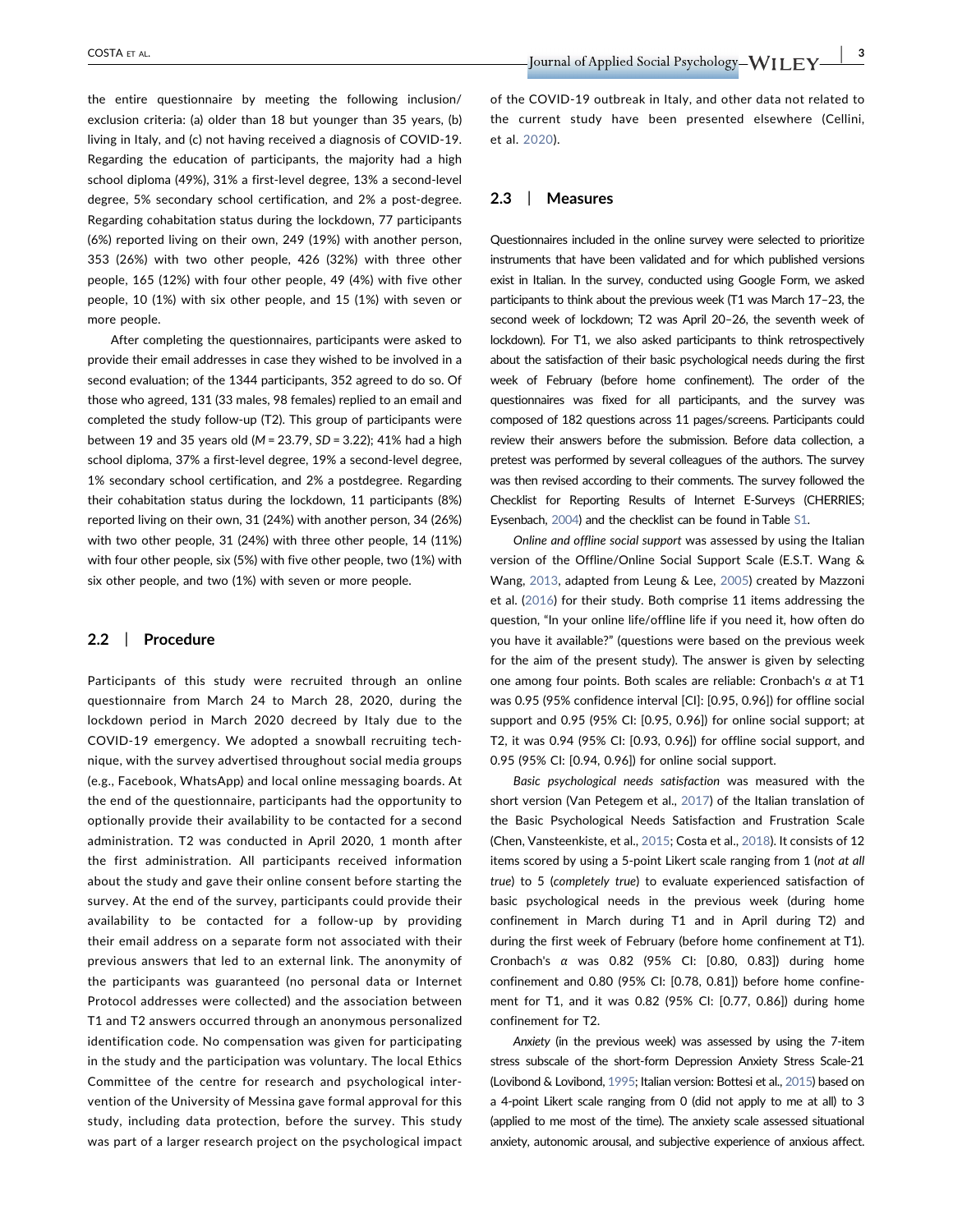the entire questionnaire by meeting the following inclusion/exclusion criteria: (a) older than 18 but younger than 35 years, (b) living in Italy, and (c) not having received a diagnosis of COVID-19. Regarding the education of participants, the majority had a high school diploma (49%), 31% a first-level degree, 13% a second-level degree, 5% secondary school certification, and 2% a post-degree. Regarding cohabitation status during the lockdown, 77 participants (6%) reported living on their own, 249 (19%) with another person, 353 (26%) with two other people, 426 (32%) with three other people, 165 (12%) with four other people, 49 (4%) with five other people, 10 (1%) with six other people, and 15 (1%) with seven or more people.

After completing the questionnaires, participants were asked to provide their email addresses in case they wished to be involved in a second evaluation; of the 1344 participants, 352 agreed to do so. Of those who agreed, 131 (33 males, 98 females) replied to an email and completed the study follow-up (T2). This group of participants were between 19 and 35 years old ($M = 23.79$, $SD = 3.22$); 41% had a high school diploma, 37% a first-level degree, 19% a second-level degree, 1% secondary school certification, and 2% a postdegree. Regarding their cohabitation status during the lockdown, 11 participants (8%) reported living on their own, 31 (24%) with another person, 34 (26%) with two other people, 31 (24%) with three other people, 14 (11%) with four other people, six (5%) with five other people, two (1%) with six other people, and two (1%) with seven or more people.

## 2.2 | Procedure

Participants of this study were recruited through an online questionnaire from March 24 to March 28, 2020, during the lockdown period in March 2020 decreed by Italy due to the COVID-19 emergency. We adopted a snowball recruiting technique, with the survey advertised throughout social media groups (e.g., Facebook, WhatsApp) and local online messaging boards. At the end of the questionnaire, participants had the opportunity to optionally provide their availability to be contacted for a second administration. T2 was conducted in April 2020, 1 month after the first administration. All participants received information about the study and gave their online consent before starting the survey. At the end of the survey, participants could provide their availability to be contacted for a follow-up by providing their email address on a separate form not associated with their previous answers that led to an external link. The anonymity of the participants was guaranteed (no personal data or Internet Protocol addresses were collected) and the association between T1 and T2 answers occurred through an anonymous personalized identification code. No compensation was given for participating in the study and the participation was voluntary. The local Ethics Committee of the centre for research and psychological intervention of the University of Messina gave formal approval for this study, including data protection, before the survey. This study was part of a larger research project on the psychological impact of the COVID-19 outbreak in Italy, and other data not related to the current study have been presented elsewhere (Cellini, et al. 2020).

## 2.3 | Measures

Questionnaires included in the online survey were selected to prioritize instruments that have been validated and for which published versions exist in Italian. In the survey, conducted using Google Form, we asked participants to think about the previous week (T1 was March 17–23, the second week of lockdown; T2 was April 20–26, the seventh week of lockdown). For T1, we also asked participants to think retrospectively about the satisfaction of their basic psychological needs during the first week of February (before home confinement). The order of the questionnaires was fixed for all participants, and the survey was composed of 182 questions across 11 pages/screens. Participants could review their answers before the submission. Before data collection, a pretest was performed by several colleagues of the authors. The survey was then revised according to their comments. The survey followed the Checklist for Reporting Results of Internet E-Surveys (CHERRIES; Eysenbach, 2004) and the checklist can be found in Table S1.

*Online and offline social support* was assessed by using the Italian version of the Offline/Online Social Support Scale (E.S.T. Wang & Wang, 2013, adapted from Leung & Lee, 2005) created by Mazzoni et al. (2016) for their study. Both comprise 11 items addressing the question, "In your online life/offline life if you need it, how often do you have it available?" (questions were based on the previous week for the aim of the present study). The answer is given by selecting one among four points. Both scales are reliable: Cronbach's $\alpha$ at T1 was 0.95 (95% confidence interval [CI]: [0.95, 0.96]) for offline social support and 0.95 (95% CI: [0.95, 0.96]) for online social support; at T2, it was 0.94 (95% CI: [0.93, 0.96]) for offline social support, and 0.95 (95% CI: [0.94, 0.96]) for online social support.

*Basic psychological needs satisfaction* was measured with the short version (Van Petegem et al., 2017) of the Italian translation of the Basic Psychological Needs Satisfaction and Frustration Scale (Chen, Vansteenkiste, et al., 2015; Costa et al., 2018). It consists of 12 items scored by using a 5-point Likert scale ranging from 1 (*not at all true*) to 5 (*completely true*) to evaluate experienced satisfaction of basic psychological needs in the previous week (during home confinement in March during T1 and in April during T2) and during the first week of February (before home confinement at T1). Cronbach's $\alpha$ was 0.82 (95% CI: [0.80, 0.83]) during home confinement and 0.80 (95% CI: [0.78, 0.81]) before home confinement for T1, and it was 0.82 (95% CI: [0.77, 0.86]) during home confinement for T2.

*Anxiety* (in the previous week) was assessed by using the 7-item stress subscale of the short-form Depression Anxiety Stress Scale-21 (Lovibond & Lovibond, 1995; Italian version: Bottesi et al., 2015) based on a 4-point Likert scale ranging from 0 (did not apply to me at all) to 3 (applied to me most of the time). The anxiety scale assessed situational anxiety, autonomic arousal, and subjective experience of anxious affect.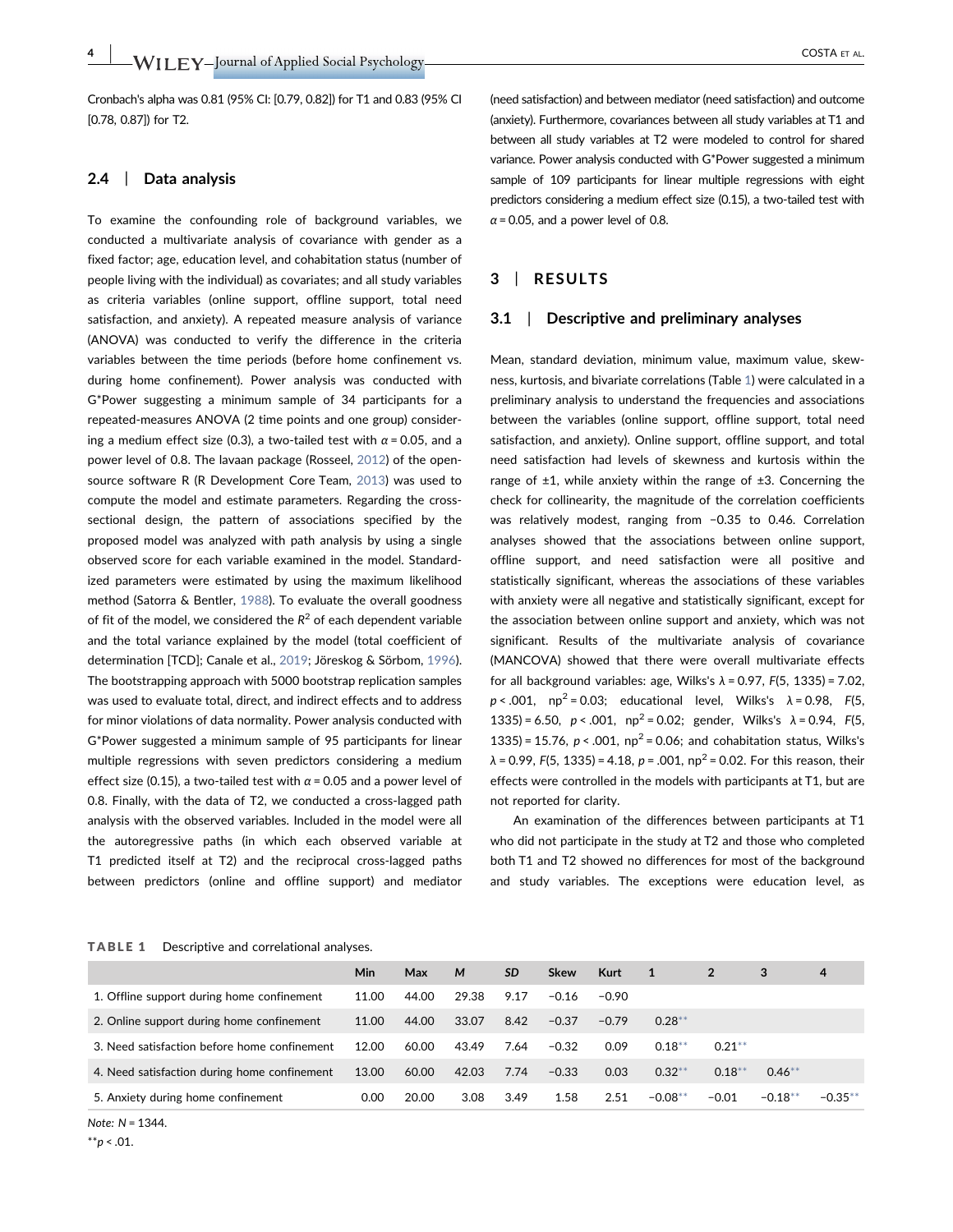Cronbach's alpha was 0.81 (95% CI: [0.79, 0.82]) for T1 and 0.83 (95% CI [0.78, 0.87]) for T2.

### 2.4 | Data analysis

To examine the confounding role of background variables, we conducted a multivariate analysis of covariance with gender as a fixed factor; age, education level, and cohabitation status (number of people living with the individual) as covariates; and all study variables as criteria variables (online support, offline support, total need satisfaction, and anxiety). A repeated measure analysis of variance (ANOVA) was conducted to verify the difference in the criteria variables between the time periods (before home confinement vs. during home confinement). Power analysis was conducted with G*Power suggesting a minimum sample of 34 participants for a repeated-measures ANOVA (2 time points and one group) considering a medium effect size (0.3), a two-tailed test with $\alpha = 0.05$, and a power level of 0.8. The lavaan package (Rosseel, 2012) of the open-source software R (R Development Core Team, 2013) was used to compute the model and estimate parameters. Regarding the cross-sectional design, the pattern of associations specified by the proposed model was analyzed with path analysis by using a single observed score for each variable examined in the model. Standardized parameters were estimated by using the maximum likelihood method (Satorra & Bentler, 1988). To evaluate the overall goodness of fit of the model, we considered the $R^2$ of each dependent variable and the total variance explained by the model (total coefficient of determination [TCD]; Canale et al., 2019; Jöreskog & Sörbom, 1996). The bootstrapping approach with 5000 bootstrap replication samples was used to evaluate total, direct, and indirect effects and to address for minor violations of data normality. Power analysis conducted with G*Power suggested a minimum sample of 95 participants for linear multiple regressions with seven predictors considering a medium effect size (0.15), a two-tailed test with $\alpha = 0.05$ and a power level of 0.8. Finally, with the data of T2, we conducted a cross-lagged path analysis with the observed variables. Included in the model were all the autoregressive paths (in which each observed variable at T1 predicted itself at T2) and the reciprocal cross-lagged paths between predictors (online and offline support) and mediator (need satisfaction) and between mediator (need satisfaction) and outcome (anxiety). Furthermore, covariances between all study variables at T1 and between all study variables at T2 were modeled to control for shared variance. Power analysis conducted with G*Power suggested a minimum sample of 109 participants for linear multiple regressions with eight predictors considering a medium effect size (0.15), a two-tailed test with $\alpha = 0.05$, and a power level of 0.8.

## 3 | RESULTS

### 3.1 | Descriptive and preliminary analyses

Mean, standard deviation, minimum value, maximum value, skewness, kurtosis, and bivariate correlations (Table 1) were calculated in a preliminary analysis to understand the frequencies and associations between the variables (online support, offline support, total need satisfaction, and anxiety). Online support, offline support, and total need satisfaction had levels of skewness and kurtosis within the range of ±1, while anxiety within the range of ±3. Concerning the check for collinearity, the magnitude of the correlation coefficients was relatively modest, ranging from −0.35 to 0.46. Correlation analyses showed that the associations between online support, offline support, and need satisfaction were all positive and statistically significant, whereas the associations of these variables with anxiety were all negative and statistically significant, except for the association between online support and anxiety, which was not significant. Results of the multivariate analysis of covariance (MANCOVA) showed that there were overall multivariate effects for all background variables: age, Wilks's $\lambda = 0.97$, $F(5, 1335) = 7.02$, $p < .001$, $\eta p^2 = 0.03$; educational level, Wilks's $\lambda = 0.98$, $F(5, 1335) = 6.50$, $p < .001$, $\eta p^2 = 0.02$; gender, Wilks's $\lambda = 0.94$, $F(5, 1335) = 15.76$, $p < .001$, $\eta p^2 = 0.06$; and cohabitation status, Wilks's $\lambda = 0.99$, $F(5, 1335) = 4.18$, $p = .001$, $\eta p^2 = 0.02$. For this reason, their effects were controlled in the models with participants at T1, but are not reported for clarity.

An examination of the differences between participants at T1 who did not participate in the study at T2 and those who completed both T1 and T2 showed no differences for most of the background and study variables. The exceptions were education level, as

**TABLE 1** Descriptive and correlational analyses.

| | Min | Max | *M* | *SD* | Skew | Kurt | 1 | 2 | 3 | 4 |
|---|---|---|---|---|---|---|---|---|---|---|
| 1. Offline support during home confinement | 11.00 | 44.00 | 29.38 | 9.17 | −0.16 | −0.90 | | | | |
| 2. Online support during home confinement | 11.00 | 44.00 | 33.07 | 8.42 | −0.37 | −0.79 | 0.28** | | | |
| 3. Need satisfaction before home confinement | 12.00 | 60.00 | 43.49 | 7.64 | −0.32 | 0.09 | 0.18** | 0.21** | | |
| 4. Need satisfaction during home confinement | 13.00 | 60.00 | 42.03 | 7.74 | −0.33 | 0.03 | 0.32** | 0.18** | 0.46** | |
| 5. Anxiety during home confinement | 0.00 | 20.00 | 3.08 | 3.49 | 1.58 | 2.51 | −0.08** | −0.01 | −0.18** | −0.35** |

*Note*: *N* = 1344.

**$p < .01$.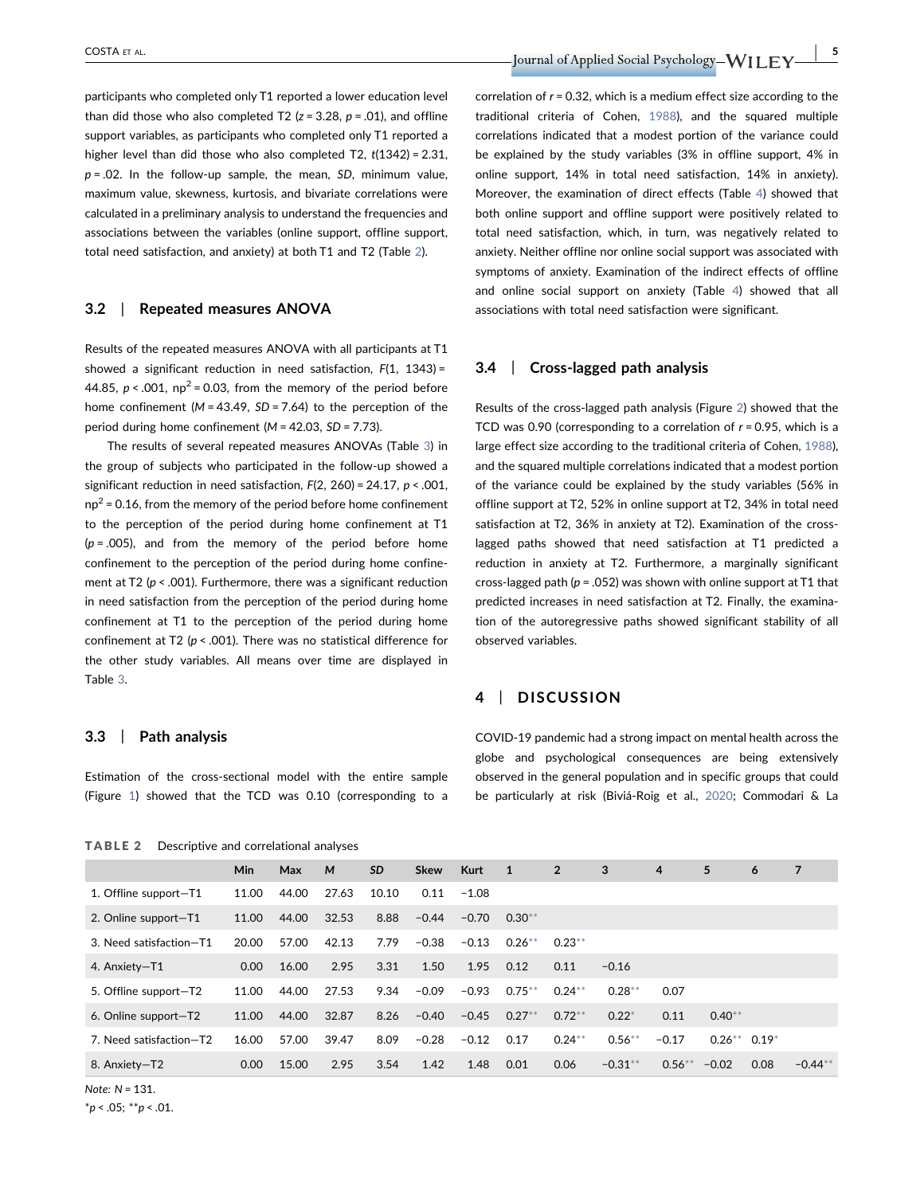participants who completed only T1 reported a lower education level than did those who also completed T2 ($z = 3.28$, $p = .01$), and offline support variables, as participants who completed only T1 reported a higher level than did those who also completed T2, $t(1342) = 2.31$, $p = .02$. In the follow-up sample, the mean, *SD*, minimum value, maximum value, skewness, kurtosis, and bivariate correlations were calculated in a preliminary analysis to understand the frequencies and associations between the variables (online support, offline support, total need satisfaction, and anxiety) at both T1 and T2 (Table 2).

### 3.2 | Repeated measures ANOVA

Results of the repeated measures ANOVA with all participants at T1 showed a significant reduction in need satisfaction, $F(1, 1343) = 44.85$, $p < .001$, $\eta p^2 = 0.03$, from the memory of the period before home confinement ($M = 43.49$, $SD = 7.64$) to the perception of the period during home confinement ($M = 42.03$, $SD = 7.73$).

The results of several repeated measures ANOVAs (Table 3) in the group of subjects who participated in the follow-up showed a significant reduction in need satisfaction, $F(2, 260) = 24.17$, $p < .001$, $\eta p^2 = 0.16$, from the memory of the period before home confinement to the perception of the period during home confinement at T1 ($p = .005$), and from the memory of the period before home confinement to the perception of the period during home confinement at T2 ($p < .001$). Furthermore, there was a significant reduction in need satisfaction from the perception of the period during home confinement at T1 to the perception of the period during home confinement at T2 ($p < .001$). There was no statistical difference for the other study variables. All means over time are displayed in Table 3.

### 3.3 | Path analysis

Estimation of the cross-sectional model with the entire sample (Figure 1) showed that the TCD was 0.10 (corresponding to a correlation of $r = 0.32$, which is a medium effect size according to the traditional criteria of Cohen, 1988), and the squared multiple correlations indicated that a modest portion of the variance could be explained by the study variables (3% in offline support, 4% in online support, 14% in total need satisfaction, 14% in anxiety). Moreover, the examination of direct effects (Table 4) showed that both online support and offline support were positively related to total need satisfaction, which, in turn, was negatively related to anxiety. Neither offline nor online social support was associated with symptoms of anxiety. Examination of the indirect effects of offline and online social support on anxiety (Table 4) showed that all associations with total need satisfaction were significant.

### 3.4 | Cross-lagged path analysis

Results of the cross-lagged path analysis (Figure 2) showed that the TCD was 0.90 (corresponding to a correlation of $r = 0.95$, which is a large effect size according to the traditional criteria of Cohen, 1988), and the squared multiple correlations indicated that a modest portion of the variance could be explained by the study variables (56% in offline support at T2, 52% in online support at T2, 34% in total need satisfaction at T2, 36% in anxiety at T2). Examination of the cross-lagged paths showed that need satisfaction at T1 predicted a reduction in anxiety at T2. Furthermore, a marginally significant cross-lagged path ($p = .052$) was shown with online support at T1 that predicted increases in need satisfaction at T2. Finally, the examination of the autoregressive paths showed significant stability of all observed variables.

## 4 | DISCUSSION

COVID-19 pandemic had a strong impact on mental health across the globe and psychological consequences are being extensively observed in the general population and in specific groups that could be particularly at risk (Biviá-Roig et al., 2020; Commodari & La

**TABLE 2** Descriptive and correlational analyses

| | Min | Max | M | SD | Skew | Kurt | 1 | 2 | 3 | 4 | 5 | 6 | 7 |
|---|---|---|---|---|---|---|---|---|---|---|---|---|---|
| 1. Offline support—T1 | 11.00 | 44.00 | 27.63 | 10.10 | 0.11 | −1.08 | | | | | | | |
| 2. Online support—T1 | 11.00 | 44.00 | 32.53 | 8.88 | −0.44 | −0.70 | 0.30** | | | | | | |
| 3. Need satisfaction—T1 | 20.00 | 57.00 | 42.13 | 7.79 | −0.38 | −0.13 | 0.26** | 0.23** | | | | | |
| 4. Anxiety—T1 | 0.00 | 16.00 | 2.95 | 3.31 | 1.50 | 1.95 | 0.12 | 0.11 | −0.16 | | | | |
| 5. Offline support—T2 | 11.00 | 44.00 | 27.53 | 9.34 | −0.09 | −0.93 | 0.75** | 0.24** | 0.28** | 0.07 | | | |
| 6. Online support—T2 | 11.00 | 44.00 | 32.87 | 8.26 | −0.40 | −0.45 | 0.27** | 0.72** | 0.22* | 0.11 | 0.40** | | |
| 7. Need satisfaction—T2 | 16.00 | 57.00 | 39.47 | 8.09 | −0.28 | −0.12 | 0.17 | 0.24** | 0.56** | −0.17 | 0.26** | 0.19* | |
| 8. Anxiety—T2 | 0.00 | 15.00 | 2.95 | 3.54 | 1.42 | 1.48 | 0.01 | 0.06 | −0.31** | 0.56** | −0.02 | 0.08 | −0.44** |

*Note: N* = 131.

*$p < .05$; **$p < .01$.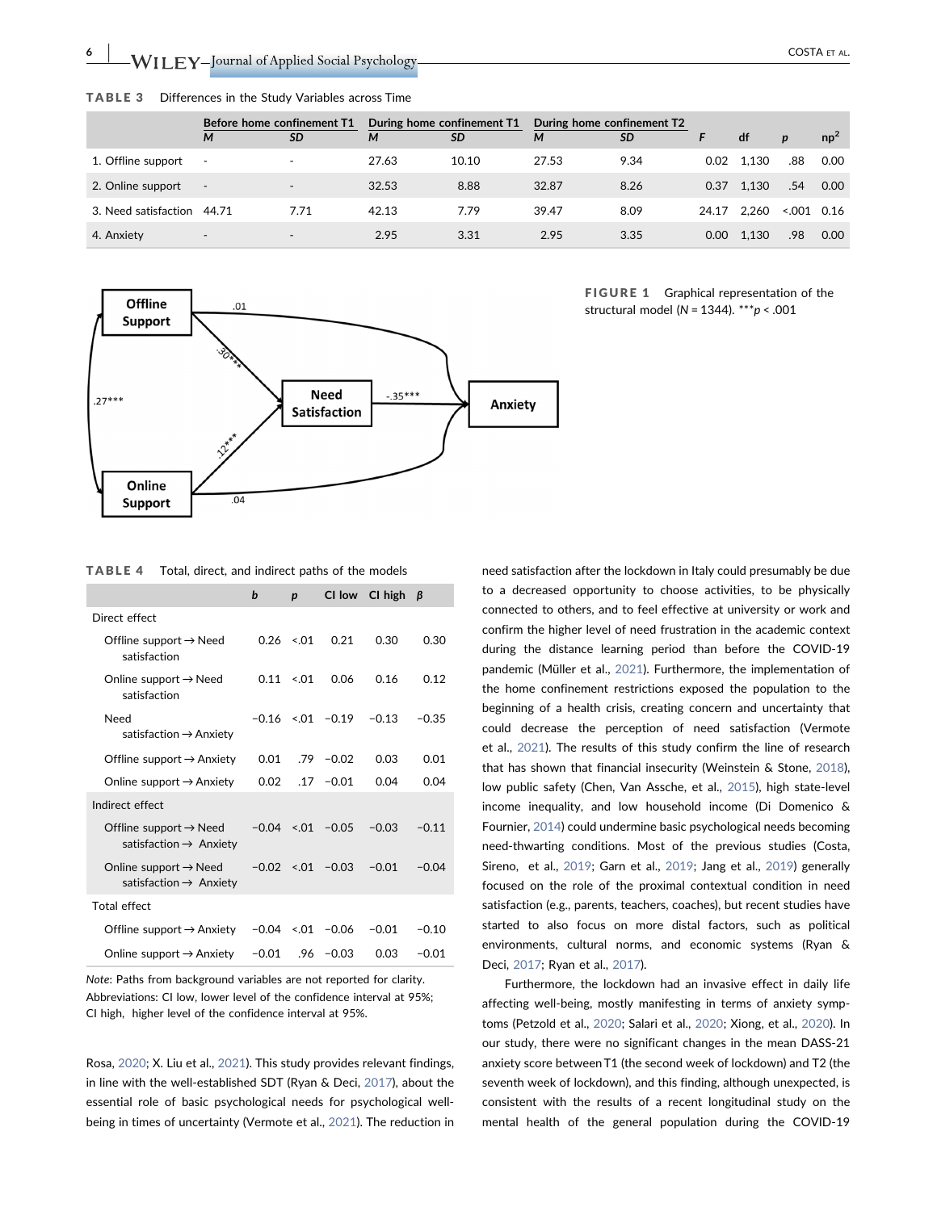**TABLE 3** Differences in the Study Variables across Time

| | Before home confinement T1 | | During home confinement T1 | | During home confinement T2 | | | | | |
|---|---|---|---|---|---|---|---|---|---|---|
| | *M* | *SD* | *M* | *SD* | *M* | *SD* | *F* | df | *p* | $\eta p^2$ |
| 1. Offline support | - | - | 27.63 | 10.10 | 27.53 | 9.34 | 0.02 | 1,130 | .88 | 0.00 |
| 2. Online support | - | - | 32.53 | 8.88 | 32.87 | 8.26 | 0.37 | 1,130 | .54 | 0.00 |
| 3. Need satisfaction | 44.71 | 7.71 | 42.13 | 7.79 | 39.47 | 8.09 | 24.17 | 2,260 | <.001 | 0.16 |
| 4. Anxiety | - | - | 2.95 | 3.31 | 2.95 | 3.35 | 0.00 | 1,130 | .98 | 0.00 |

**FIGURE 1** Graphical representation of the structural model (*N* = 1344). ***$p < .001$

**TABLE 4** Total, direct, and indirect paths of the models

| | *b* | *p* | CI low | CI high | *β* |
|---|---|---|---|---|---|
| Direct effect | | | | | |
| Offline support → Need satisfaction | 0.26 | <.01 | 0.21 | 0.30 | 0.30 |
| Online support → Need satisfaction | 0.11 | <.01 | 0.06 | 0.16 | 0.12 |
| Need satisfaction → Anxiety | −0.16 | <.01 | −0.19 | −0.13 | −0.35 |
| Offline support → Anxiety | 0.01 | .79 | −0.02 | 0.03 | 0.01 |
| Online support → Anxiety | 0.02 | .17 | −0.01 | 0.04 | 0.04 |
| Indirect effect | | | | | |
| Offline support → Need satisfaction → Anxiety | −0.04 | <.01 | −0.05 | −0.03 | −0.11 |
| Online support → Need satisfaction → Anxiety | −0.02 | <.01 | −0.03 | −0.01 | −0.04 |
| Total effect | | | | | |
| Offline support → Anxiety | −0.04 | <.01 | −0.06 | −0.01 | −0.10 |
| Online support → Anxiety | −0.01 | .96 | −0.03 | 0.03 | −0.01 |

*Note*: Paths from background variables are not reported for clarity.
Abbreviations: CI low, lower level of the confidence interval at 95%; CI high, higher level of the confidence interval at 95%.

Rosa, 2020; X. Liu et al., 2021). This study provides relevant findings, in line with the well-established SDT (Ryan & Deci, 2017), about the essential role of basic psychological needs for psychological well-being in times of uncertainty (Vermote et al., 2021). The reduction in need satisfaction after the lockdown in Italy could presumably be due to a decreased opportunity to choose activities, to be physically connected to others, and to feel effective at university or work and confirm the higher level of need frustration in the academic context during the distance learning period than before the COVID-19 pandemic (Müller et al., 2021). Furthermore, the implementation of the home confinement restrictions exposed the population to the beginning of a health crisis, creating concern and uncertainty that could decrease the perception of need satisfaction (Vermote et al., 2021). The results of this study confirm the line of research that has shown that financial insecurity (Weinstein & Stone, 2018), low public safety (Chen, Van Assche, et al., 2015), high state-level income inequality, and low household income (Di Domenico & Fournier, 2014) could undermine basic psychological needs becoming need-thwarting conditions. Most of the previous studies (Costa, Sireno, et al., 2019; Garn et al., 2019; Jang et al., 2019) generally focused on the role of the proximal contextual condition in need satisfaction (e.g., parents, teachers, coaches), but recent studies have started to also focus on more distal factors, such as political environments, cultural norms, and economic systems (Ryan & Deci, 2017; Ryan et al., 2017).

Furthermore, the lockdown had an invasive effect in daily life affecting well-being, mostly manifesting in terms of anxiety symptoms (Petzold et al., 2020; Salari et al., 2020; Xiong, et al., 2020). In our study, there were no significant changes in the mean DASS-21 anxiety score between T1 (the second week of lockdown) and T2 (the seventh week of lockdown), and this finding, although unexpected, is consistent with the results of a recent longitudinal study on the mental health of the general population during the COVID-19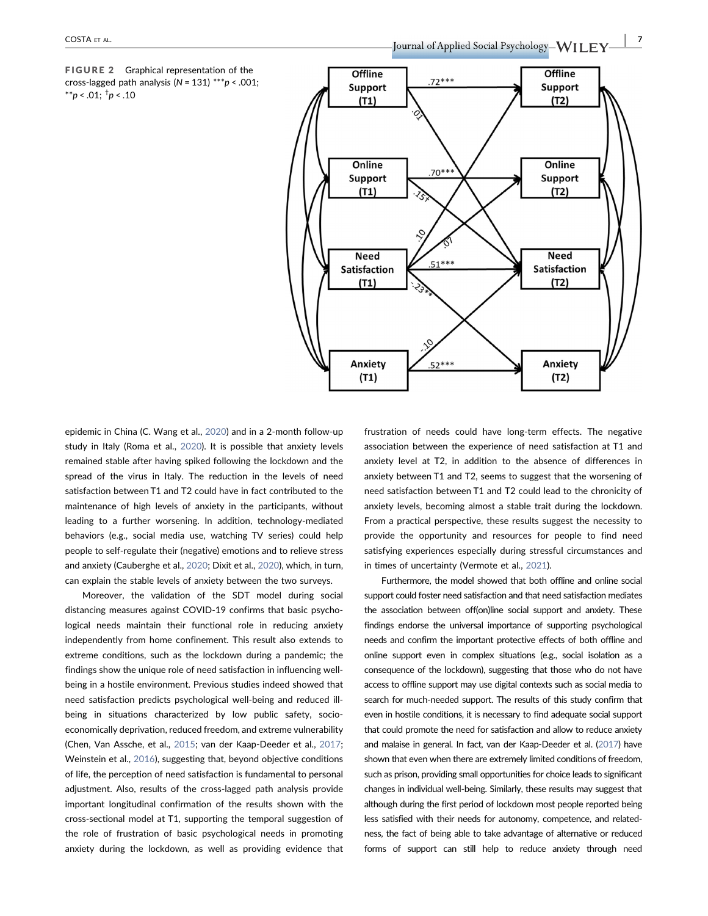**FIGURE 2** Graphical representation of the cross-lagged path analysis ($N$ = 131) ***$p$ < .001; **$p$ < .01; †$p$ < .10

epidemic in China (C. Wang et al., 2020) and in a 2-month follow-up study in Italy (Roma et al., 2020). It is possible that anxiety levels remained stable after having spiked following the lockdown and the spread of the virus in Italy. The reduction in the levels of need satisfaction between T1 and T2 could have in fact contributed to the maintenance of high levels of anxiety in the participants, without leading to a further worsening. In addition, technology-mediated behaviors (e.g., social media use, watching TV series) could help people to self-regulate their (negative) emotions and to relieve stress and anxiety (Cauberghe et al., 2020; Dixit et al., 2020), which, in turn, can explain the stable levels of anxiety between the two surveys.

Moreover, the validation of the SDT model during social distancing measures against COVID-19 confirms that basic psychological needs maintain their functional role in reducing anxiety independently from home confinement. This result also extends to extreme conditions, such as the lockdown during a pandemic; the findings show the unique role of need satisfaction in influencing well-being in a hostile environment. Previous studies indeed showed that need satisfaction predicts psychological well-being and reduced ill-being in situations characterized by low public safety, socio-economically deprivation, reduced freedom, and extreme vulnerability (Chen, Van Assche, et al., 2015; van der Kaap-Deeder et al., 2017; Weinstein et al., 2016), suggesting that, beyond objective conditions of life, the perception of need satisfaction is fundamental to personal adjustment. Also, results of the cross-lagged path analysis provide important longitudinal confirmation of the results shown with the cross-sectional model at T1, supporting the temporal suggestion of the role of frustration of basic psychological needs in promoting anxiety during the lockdown, as well as providing evidence that frustration of needs could have long-term effects. The negative association between the experience of need satisfaction at T1 and anxiety level at T2, in addition to the absence of differences in anxiety between T1 and T2, seems to suggest that the worsening of need satisfaction between T1 and T2 could lead to the chronicity of anxiety levels, becoming almost a stable trait during the lockdown. From a practical perspective, these results suggest the necessity to provide the opportunity and resources for people to find need satisfying experiences especially during stressful circumstances and in times of uncertainty (Vermote et al., 2021).

Furthermore, the model showed that both offline and online social support could foster need satisfaction and that need satisfaction mediates the association between off(on)line social support and anxiety. These findings endorse the universal importance of supporting psychological needs and confirm the important protective effects of both offline and online support even in complex situations (e.g., social isolation as a consequence of the lockdown), suggesting that those who do not have access to offline support may use digital contexts such as social media to search for much-needed support. The results of this study confirm that even in hostile conditions, it is necessary to find adequate social support that could promote the need for satisfaction and allow to reduce anxiety and malaise in general. In fact, van der Kaap-Deeder et al. (2017) have shown that even when there are extremely limited conditions of freedom, such as prison, providing small opportunities for choice leads to significant changes in individual well-being. Similarly, these results may suggest that although during the first period of lockdown most people reported being less satisfied with their needs for autonomy, competence, and relatedness, the fact of being able to take advantage of alternative or reduced forms of support can still help to reduce anxiety through need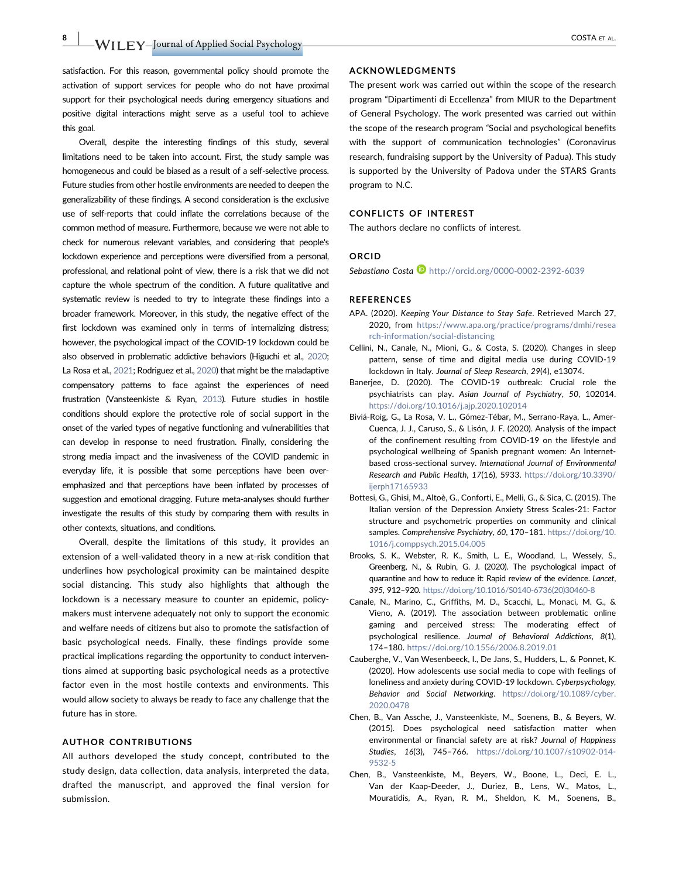satisfaction. For this reason, governmental policy should promote the activation of support services for people who do not have proximal support for their psychological needs during emergency situations and positive digital interactions might serve as a useful tool to achieve this goal.

Overall, despite the interesting findings of this study, several limitations need to be taken into account. First, the study sample was homogeneous and could be biased as a result of a self-selective process. Future studies from other hostile environments are needed to deepen the generalizability of these findings. A second consideration is the exclusive use of self-reports that could inflate the correlations because of the common method of measure. Furthermore, because we were not able to check for numerous relevant variables, and considering that people's lockdown experience and perceptions were diversified from a personal, professional, and relational point of view, there is a risk that we did not capture the whole spectrum of the condition. A future qualitative and systematic review is needed to try to integrate these findings into a broader framework. Moreover, in this study, the negative effect of the first lockdown was examined only in terms of internalizing distress; however, the psychological impact of the COVID-19 lockdown could be also observed in problematic addictive behaviors (Higuchi et al., 2020; La Rosa et al., 2021; Rodriguez et al., 2020) that might be the maladaptive compensatory patterns to face against the experiences of need frustration (Vansteenkiste & Ryan, 2013). Future studies in hostile conditions should explore the protective role of social support in the onset of the varied types of negative functioning and vulnerabilities that can develop in response to need frustration. Finally, considering the strong media impact and the invasiveness of the COVID pandemic in everyday life, it is possible that some perceptions have been over-emphasized and that perceptions have been inflated by processes of suggestion and emotional dragging. Future meta-analyses should further investigate the results of this study by comparing them with results in other contexts, situations, and conditions.

Overall, despite the limitations of this study, it provides an extension of a well-validated theory in a new at-risk condition that underlines how psychological proximity can be maintained despite social distancing. This study also highlights that although the lockdown is a necessary measure to counter an epidemic, policy-makers must intervene adequately not only to support the economic and welfare needs of citizens but also to promote the satisfaction of basic psychological needs. Finally, these findings provide some practical implications regarding the opportunity to conduct interventions aimed at supporting basic psychological needs as a protective factor even in the most hostile contexts and environments. This would allow society to always be ready to face any challenge that the future has in store.

## AUTHOR CONTRIBUTIONS

All authors developed the study concept, contributed to the study design, data collection, data analysis, interpreted the data, drafted the manuscript, and approved the final version for submission.

## ACKNOWLEDGMENTS

The present work was carried out within the scope of the research program "Dipartimenti di Eccellenza" from MIUR to the Department of General Psychology. The work presented was carried out within the scope of the research program "Social and psychological benefits with the support of communication technologies" (Coronavirus research, fundraising support by the University of Padua). This study is supported by the University of Padova under the STARS Grants program to N.C.

## CONFLICTS OF INTEREST

The authors declare no conflicts of interest.

## ORCID

*Sebastiano Costa* http://orcid.org/0000-0002-2392-6039

## REFERENCES

APA. (2020). *Keeping Your Distance to Stay Safe*. Retrieved March 27, 2020, from https://www.apa.org/practice/programs/dmhi/research-information/social-distancing

Cellini, N., Canale, N., Mioni, G., & Costa, S. (2020). Changes in sleep pattern, sense of time and digital media use during COVID-19 lockdown in Italy. *Journal of Sleep Research*, *29*(4), e13074.

Banerjee, D. (2020). The COVID-19 outbreak: Crucial role the psychiatrists can play. *Asian Journal of Psychiatry*, *50*, 102014. https://doi.org/10.1016/j.ajp.2020.102014

Biviá-Roig, G., La Rosa, V. L., Gómez-Tébar, M., Serrano-Raya, L., Amer-Cuenca, J. J., Caruso, S., & Lisón, J. F. (2020). Analysis of the impact of the confinement resulting from COVID-19 on the lifestyle and psychological wellbeing of Spanish pregnant women: An Internet-based cross-sectional survey. *International Journal of Environmental Research and Public Health*, *17*(16), 5933. https://doi.org/10.3390/ijerph17165933

Bottesi, G., Ghisi, M., Altoè, G., Conforti, E., Melli, G., & Sica, C. (2015). The Italian version of the Depression Anxiety Stress Scales-21: Factor structure and psychometric properties on community and clinical samples. *Comprehensive Psychiatry*, *60*, 170–181. https://doi.org/10.1016/j.comppsych.2015.04.005

Brooks, S. K., Webster, R. K., Smith, L. E., Woodland, L., Wessely, S., Greenberg, N., & Rubin, G. J. (2020). The psychological impact of quarantine and how to reduce it: Rapid review of the evidence. *Lancet*, *395*, 912–920. https://doi.org/10.1016/S0140-6736(20)30460-8

Canale, N., Marino, C., Griffiths, M. D., Scacchi, L., Monaci, M. G., & Vieno, A. (2019). The association between problematic online gaming and perceived stress: The moderating effect of psychological resilience. *Journal of Behavioral Addictions*, *8*(1), 174–180. https://doi.org/10.1556/2006.8.2019.01

Cauberghe, V., Van Wesenbeeck, I., De Jans, S., Hudders, L., & Ponnet, K. (2020). How adolescents use social media to cope with feelings of loneliness and anxiety during COVID-19 lockdown. *Cyberpsychology, Behavior and Social Networking*. https://doi.org/10.1089/cyber.2020.0478

Chen, B., Van Assche, J., Vansteenkiste, M., Soenens, B., & Beyers, W. (2015). Does psychological need satisfaction matter when environmental or financial safety are at risk? *Journal of Happiness Studies*, *16*(3), 745–766. https://doi.org/10.1007/s10902-014-9532-5

Chen, B., Vansteenkiste, M., Beyers, W., Boone, L., Deci, E. L., Van der Kaap-Deeder, J., Duriez, B., Lens, W., Matos, L., Mouratidis, A., Ryan, R. M., Sheldon, K. M., Soenens, B.,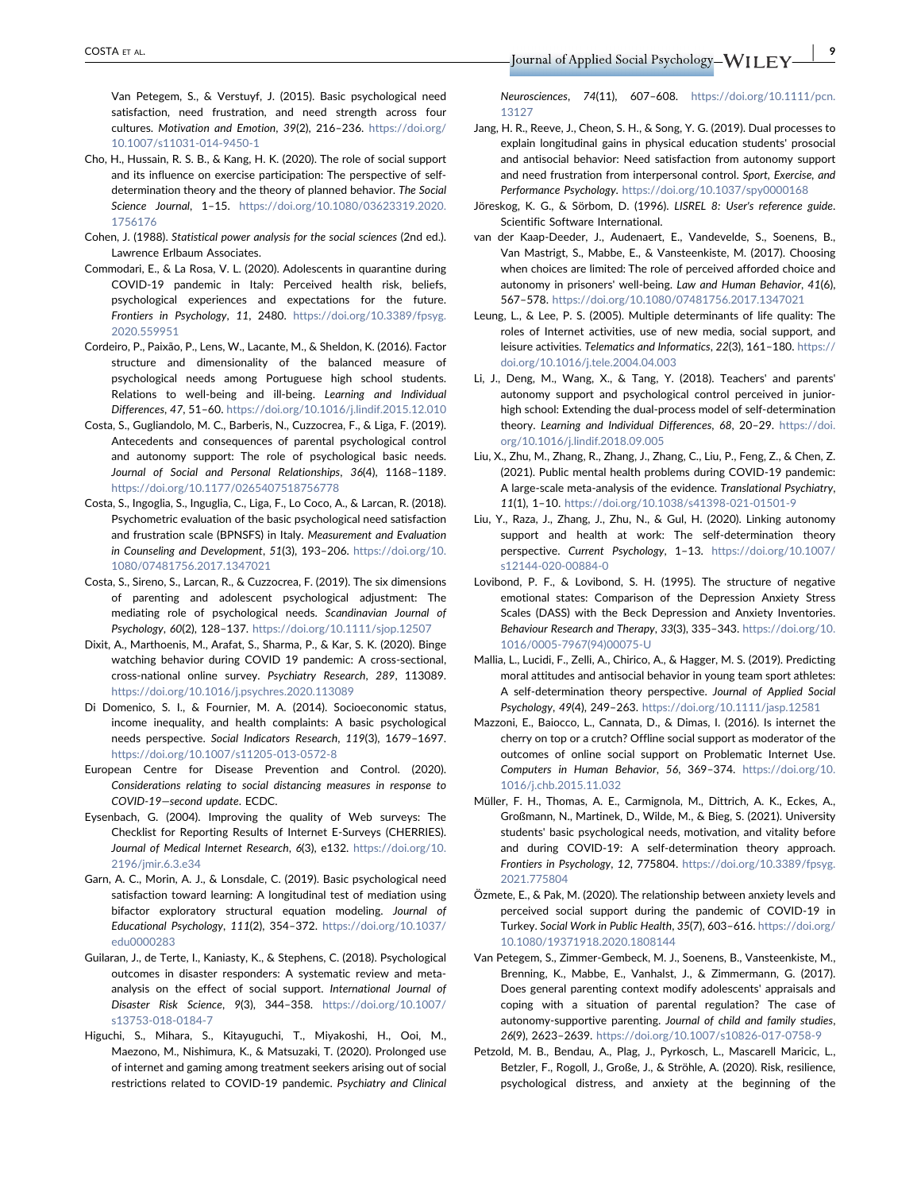Van Petegem, S., & Verstuyf, J. (2015). Basic psychological need satisfaction, need frustration, and need strength across four cultures. *Motivation and Emotion*, *39*(2), 216–236. https://doi.org/10.1007/s11031-014-9450-1

Cho, H., Hussain, R. S. B., & Kang, H. K. (2020). The role of social support and its influence on exercise participation: The perspective of self-determination theory and the theory of planned behavior. *The Social Science Journal*, 1–15. https://doi.org/10.1080/03623319.2020.1756176

Cohen, J. (1988). *Statistical power analysis for the social sciences* (2nd ed.). Lawrence Erlbaum Associates.

Commodari, E., & La Rosa, V. L. (2020). Adolescents in quarantine during COVID-19 pandemic in Italy: Perceived health risk, beliefs, psychological experiences and expectations for the future. *Frontiers in Psychology*, *11*, 2480. https://doi.org/10.3389/fpsyg.2020.559951

Cordeiro, P., Paixão, P., Lens, W., Lacante, M., & Sheldon, K. (2016). Factor structure and dimensionality of the balanced measure of psychological needs among Portuguese high school students. Relations to well-being and ill-being. *Learning and Individual Differences*, *47*, 51–60. https://doi.org/10.1016/j.lindif.2015.12.010

Costa, S., Gugliandolo, M. C., Barberis, N., Cuzzocrea, F., & Liga, F. (2019). Antecedents and consequences of parental psychological control and autonomy support: The role of psychological basic needs. *Journal of Social and Personal Relationships*, *36*(4), 1168–1189. https://doi.org/10.1177/0265407518756778

Costa, S., Ingoglia, S., Inguglia, C., Liga, F., Lo Coco, A., & Larcan, R. (2018). Psychometric evaluation of the basic psychological need satisfaction and frustration scale (BPNSFS) in Italy. *Measurement and Evaluation in Counseling and Development*, *51*(3), 193–206. https://doi.org/10.1080/07481756.2017.1347021

Costa, S., Sireno, S., Larcan, R., & Cuzzocrea, F. (2019). The six dimensions of parenting and adolescent psychological adjustment: The mediating role of psychological needs. *Scandinavian Journal of Psychology*, *60*(2), 128–137. https://doi.org/10.1111/sjop.12507

Dixit, A., Marthoenis, M., Arafat, S., Sharma, P., & Kar, S. K. (2020). Binge watching behavior during COVID 19 pandemic: A cross-sectional, cross-national online survey. *Psychiatry Research*, *289*, 113089. https://doi.org/10.1016/j.psychres.2020.113089

Di Domenico, S. I., & Fournier, M. A. (2014). Socioeconomic status, income inequality, and health complaints: A basic psychological needs perspective. *Social Indicators Research*, *119*(3), 1679–1697. https://doi.org/10.1007/s11205-013-0572-8

European Centre for Disease Prevention and Control. (2020). *Considerations relating to social distancing measures in response to COVID-19—second update*. ECDC.

Eysenbach, G. (2004). Improving the quality of Web surveys: The Checklist for Reporting Results of Internet E-Surveys (CHERRIES). *Journal of Medical Internet Research*, *6*(3), e132. https://doi.org/10.2196/jmir.6.3.e34

Garn, A. C., Morin, A. J., & Lonsdale, C. (2019). Basic psychological need satisfaction toward learning: A longitudinal test of mediation using bifactor exploratory structural equation modeling. *Journal of Educational Psychology*, *111*(2), 354–372. https://doi.org/10.1037/edu0000283

Guilaran, J., de Terte, I., Kaniasty, K., & Stephens, C. (2018). Psychological outcomes in disaster responders: A systematic review and meta-analysis on the effect of social support. *International Journal of Disaster Risk Science*, *9*(3), 344–358. https://doi.org/10.1007/s13753-018-0184-7

Higuchi, S., Mihara, S., Kitayuguchi, T., Miyakoshi, H., Ooi, M., Maezono, M., Nishimura, K., & Matsuzaki, T. (2020). Prolonged use of internet and gaming among treatment seekers arising out of social restrictions related to COVID-19 pandemic. *Psychiatry and Clinical Neurosciences*, *74*(11), 607–608. https://doi.org/10.1111/pcn.13127

Jang, H. R., Reeve, J., Cheon, S. H., & Song, Y. G. (2019). Dual processes to explain longitudinal gains in physical education students' prosocial and antisocial behavior: Need satisfaction from autonomy support and need frustration from interpersonal control. *Sport, Exercise, and Performance Psychology*. https://doi.org/10.1037/spy0000168

Jöreskog, K. G., & Sörbom, D. (1996). *LISREL 8: User's reference guide*. Scientific Software International.

van der Kaap-Deeder, J., Audenaert, E., Vandevelde, S., Soenens, B., Van Mastrigt, S., Mabbe, E., & Vansteenkiste, M. (2017). Choosing when choices are limited: The role of perceived afforded choice and autonomy in prisoners' well-being. *Law and Human Behavior*, *41*(6), 567–578. https://doi.org/10.1080/07481756.2017.1347021

Leung, L., & Lee, P. S. (2005). Multiple determinants of life quality: The roles of Internet activities, use of new media, social support, and leisure activities. *Telematics and Informatics*, *22*(3), 161–180. https://doi.org/10.1016/j.tele.2004.04.003

Li, J., Deng, M., Wang, X., & Tang, Y. (2018). Teachers' and parents' autonomy support and psychological control perceived in junior-high school: Extending the dual-process model of self-determination theory. *Learning and Individual Differences*, *68*, 20–29. https://doi.org/10.1016/j.lindif.2018.09.005

Liu, X., Zhu, M., Zhang, R., Zhang, J., Zhang, C., Liu, P., Feng, Z., & Chen, Z. (2021). Public mental health problems during COVID-19 pandemic: A large-scale meta-analysis of the evidence. *Translational Psychiatry*, *11*(1), 1–10. https://doi.org/10.1038/s41398-021-01501-9

Liu, Y., Raza, J., Zhang, J., Zhu, N., & Gul, H. (2020). Linking autonomy support and health at work: The self-determination theory perspective. *Current Psychology*, 1–13. https://doi.org/10.1007/s12144-020-00884-0

Lovibond, P. F., & Lovibond, S. H. (1995). The structure of negative emotional states: Comparison of the Depression Anxiety Stress Scales (DASS) with the Beck Depression and Anxiety Inventories. *Behaviour Research and Therapy*, *33*(3), 335–343. https://doi.org/10.1016/0005-7967(94)00075-U

Mallia, L., Lucidi, F., Zelli, A., Chirico, A., & Hagger, M. S. (2019). Predicting moral attitudes and antisocial behavior in young team sport athletes: A self-determination theory perspective. *Journal of Applied Social Psychology*, *49*(4), 249–263. https://doi.org/10.1111/jasp.12581

Mazzoni, E., Baiocco, L., Cannata, D., & Dimas, I. (2016). Is internet the cherry on top or a crutch? Offline social support as moderator of the outcomes of online social support on Problematic Internet Use. *Computers in Human Behavior*, *56*, 369–374. https://doi.org/10.1016/j.chb.2015.11.032

Müller, F. H., Thomas, A. E., Carmignola, M., Dittrich, A. K., Eckes, A., Großmann, N., Martinek, D., Wilde, M., & Bieg, S. (2021). University students' basic psychological needs, motivation, and vitality before and during COVID-19: A self-determination theory approach. *Frontiers in Psychology*, *12*, 775804. https://doi.org/10.3389/fpsyg.2021.775804

Özmete, E., & Pak, M. (2020). The relationship between anxiety levels and perceived social support during the pandemic of COVID-19 in Turkey. *Social Work in Public Health*, *35*(7), 603–616. https://doi.org/10.1080/19371918.2020.1808144

Van Petegem, S., Zimmer-Gembeck, M. J., Soenens, B., Vansteenkiste, M., Brenning, K., Mabbe, E., Vanhalst, J., & Zimmermann, G. (2017). Does general parenting context modify adolescents' appraisals and coping with a situation of parental regulation? The case of autonomy-supportive parenting. *Journal of child and family studies*, *26*(9), 2623–2639. https://doi.org/10.1007/s10826-017-0758-9

Petzold, M. B., Bendau, A., Plag, J., Pyrkosch, L., Mascarell Maricic, L., Betzler, F., Rogoll, J., Große, J., & Ströhle, A. (2020). Risk, resilience, psychological distress, and anxiety at the beginning of the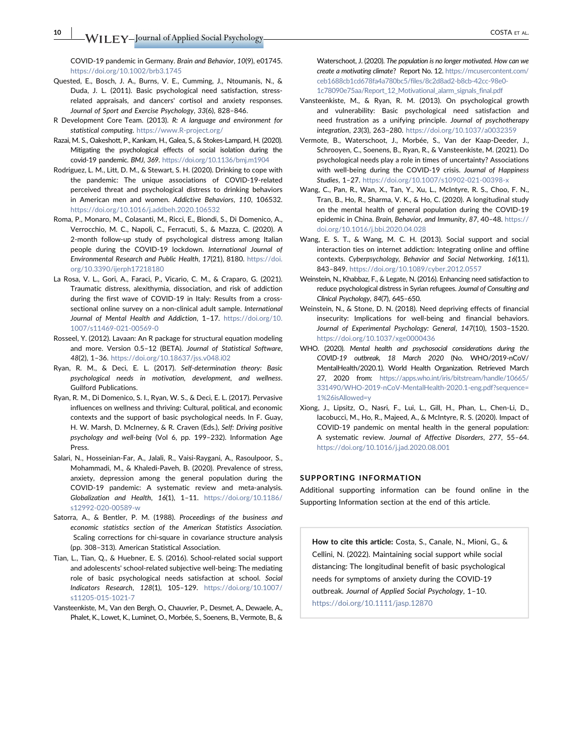COVID-19 pandemic in Germany. *Brain and Behavior*, *10*(9), e01745. https://doi.org/10.1002/brb3.1745

Quested, E., Bosch, J. A., Burns, V. E., Cumming, J., Ntoumanis, N., & Duda, J. L. (2011). Basic psychological need satisfaction, stress-related appraisals, and dancers' cortisol and anxiety responses. *Journal of Sport and Exercise Psychology*, *33*(6), 828–846.

R Development Core Team. (2013). *R: A language and environment for statistical computing*. https://www.R-project.org/

Razai, M. S., Oakeshott, P., Kankam, H., Galea, S., & Stokes-Lampard, H. (2020). Mitigating the psychological effects of social isolation during the covid-19 pandemic. *BMJ*, *369*. https://doi.org/10.1136/bmj.m1904

Rodriguez, L. M., Litt, D. M., & Stewart, S. H. (2020). Drinking to cope with the pandemic: The unique associations of COVID-19-related perceived threat and psychological distress to drinking behaviors in American men and women. *Addictive Behaviors*, *110*, 106532. https://doi.org/10.1016/j.addbeh.2020.106532

Roma, P., Monaro, M., Colasanti, M., Ricci, E., Biondi, S., Di Domenico, A., Verrocchio, M. C., Napoli, C., Ferracuti, S., & Mazza, C. (2020). A 2-month follow-up study of psychological distress among Italian people during the COVID-19 lockdown. *International Journal of Environmental Research and Public Health*, *17*(21), 8180. https://doi.org/10.3390/ijerph17218180

La Rosa, V. L., Gori, A., Faraci, P., Vicario, C. M., & Craparo, G. (2021). Traumatic distress, alexithymia, dissociation, and risk of addiction during the first wave of COVID-19 in Italy: Results from a cross-sectional online survey on a non-clinical adult sample. *International Journal of Mental Health and Addiction*, 1–17. https://doi.org/10.1007/s11469-021-00569-0

Rosseel, Y. (2012). Lavaan: An R package for structural equation modeling and more. Version 0.5–12 (BETA). *Journal of Statistical Software*, *48*(2), 1–36. https://doi.org/10.18637/jss.v048.i02

Ryan, R. M., & Deci, E. L. (2017). *Self-determination theory: Basic psychological needs in motivation, development, and wellness*. Guilford Publications.

Ryan, R. M., Di Domenico, S. I., Ryan, W. S., & Deci, E. L. (2017). Pervasive influences on wellness and thriving: Cultural, political, and economic contexts and the support of basic psychological needs. In F. Guay, H. W. Marsh, D. McInerney, & R. Craven (Eds.), *Self: Driving positive psychology and well-being* (Vol 6, pp. 199–232). Information Age Press.

Salari, N., Hosseinian-Far, A., Jalali, R., Vaisi-Raygani, A., Rasoulpoor, S., Mohammadi, M., & Khaledi-Paveh, B. (2020). Prevalence of stress, anxiety, depression among the general population during the COVID-19 pandemic: A systematic review and meta-analysis. *Globalization and Health*, *16*(1), 1–11. https://doi.org/10.1186/s12992-020-00589-w

Satorra, A., & Bentler, P. M. (1988). *Proceedings of the business and economic statistics section of the American Statistics Association.* Scaling corrections for chi-square in covariance structure analysis (pp. 308–313). American Statistical Association.

Tian, L., Tian, Q., & Huebner, E. S. (2016). School-related social support and adolescents' school-related subjective well-being: The mediating role of basic psychological needs satisfaction at school. *Social Indicators Research*, *128*(1), 105–129. https://doi.org/10.1007/s11205-015-1021-7

Vansteenkiste, M., Van den Bergh, O., Chauvrier, P., Desmet, A., Dewaele, A., Phalet, K., Lowet, K., Luminet, O., Morbée, S., Soenens, B., Vermote, B., & Waterschoot, J. (2020). *The population is no longer motivated. How can we create a motivating climate?* Report No. 12. https://mcusercontent.com/ceb1688cb1cd678fa4a780bc5/files/8c2d8ad2-b8cb-42cc-98e0-1c78090e75aa/Report_12_Motivational_alarm_signals_final.pdf

Vansteenkiste, M., & Ryan, R. M. (2013). On psychological growth and vulnerability: Basic psychological need satisfaction and need frustration as a unifying principle. *Journal of psychotherapy integration*, *23*(3), 263–280. https://doi.org/10.1037/a0032359

Vermote, B., Waterschoot, J., Morbée, S., Van der Kaap-Deeder, J., Schrooyen, C., Soenens, B., Ryan, R., & Vansteenkiste, M. (2021). Do psychological needs play a role in times of uncertainty? Associations with well-being during the COVID-19 crisis. *Journal of Happiness Studies*, 1–27. https://doi.org/10.1007/s10902-021-00398-x

Wang, C., Pan, R., Wan, X., Tan, Y., Xu, L., McIntyre, R. S., Choo, F. N., Tran, B., Ho, R., Sharma, V. K., & Ho, C. (2020). A longitudinal study on the mental health of general population during the COVID-19 epidemic in China. *Brain, Behavior, and Immunity*, *87*, 40–48. https://doi.org/10.1016/j.bbi.2020.04.028

Wang, E. S. T., & Wang, M. C. H. (2013). Social support and social interaction ties on internet addiction: Integrating online and offline contexts. *Cyberpsychology, Behavior and Social Networking*, *16*(11), 843–849. https://doi.org/10.1089/cyber.2012.0557

Weinstein, N., Khabbaz, F., & Legate, N. (2016). Enhancing need satisfaction to reduce psychological distress in Syrian refugees. *Journal of Consulting and Clinical Psychology*, *84*(7), 645–650.

Weinstein, N., & Stone, D. N. (2018). Need depriving effects of financial insecurity: Implications for well-being and financial behaviors. *Journal of Experimental Psychology: General*, *147*(10), 1503–1520. https://doi.org/10.1037/xge0000436

WHO. (2020). *Mental health and psychosocial considerations during the COVID-19 outbreak, 18 March 2020* (No. WHO/2019-nCoV/MentalHealth/2020.1). World Health Organization. Retrieved March 27, 2020 from: https://apps.who.int/iris/bitstream/handle/10665/331490/WHO-2019-nCoV-MentalHealth-2020.1-eng.pdf?sequence=1%26isAllowed=y

Xiong, J., Lipsitz, O., Nasri, F., Lui, L., Gill, H., Phan, L., Chen-Li, D., Iacobucci, M., Ho, R., Majeed, A., & McIntyre, R. S. (2020). Impact of COVID-19 pandemic on mental health in the general population: A systematic review. *Journal of Affective Disorders*, *277*, 55–64. https://doi.org/10.1016/j.jad.2020.08.001

## SUPPORTING INFORMATION

Additional supporting information can be found online in the Supporting Information section at the end of this article.

**How to cite this article:** Costa, S., Canale, N., Mioni, G., & Cellini, N. (2022). Maintaining social support while social distancing: The longitudinal benefit of basic psychological needs for symptoms of anxiety during the COVID-19 outbreak. *Journal of Applied Social Psychology*, 1–10. https://doi.org/10.1111/jasp.12870